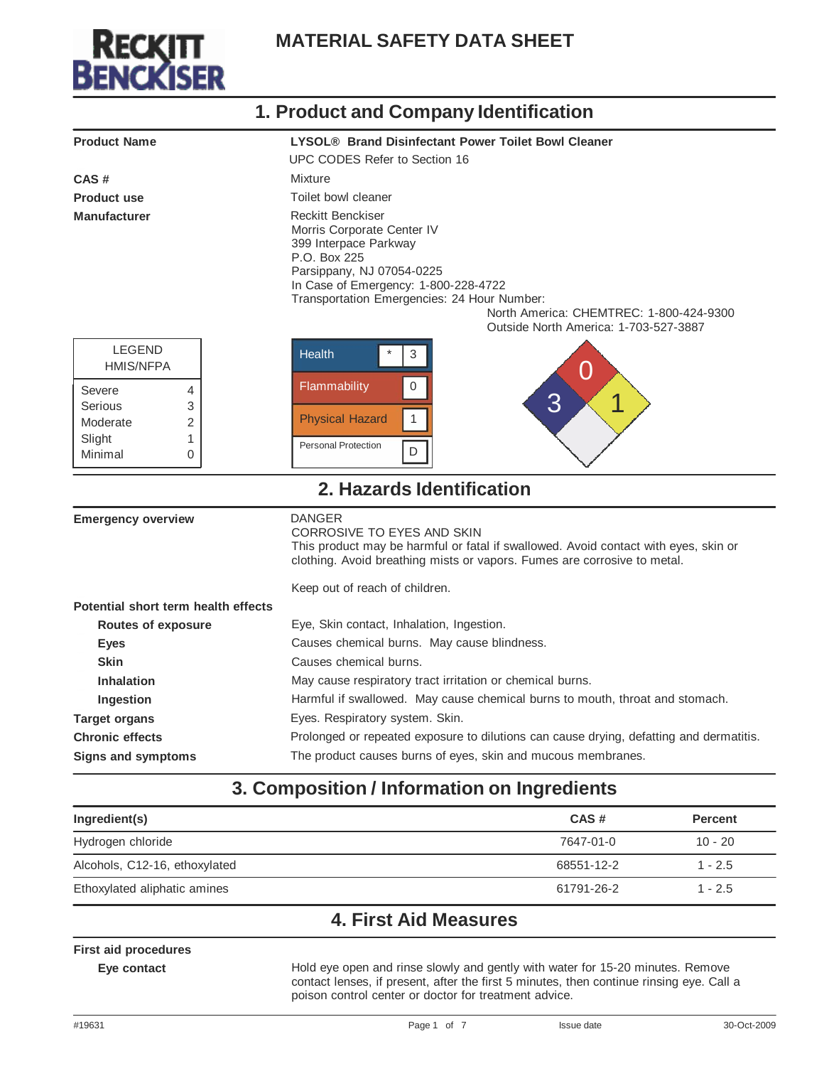RECKITT BENCKISER

# MATERIAL SAFETY DATA SHEET

## 1. Product and Company Identification

| | |
|---|---|
| **Product Name** | **LYSOL® Brand Disinfectant Power Toilet Bowl Cleaner** |
| | UPC CODES Refer to Section 16 |
| **CAS #** | Mixture |
| **Product use** | Toilet bowl cleaner |
| **Manufacturer** | Reckitt Benckiser<br>Morris Corporate Center IV<br>399 Interpace Parkway<br>P.O. Box 225<br>Parsippany, NJ 07054-0225<br>In Case of Emergency: 1-800-228-4722<br>Transportation Emergencies: 24 Hour Number:<br>North America: CHEMTREC: 1-800-424-9300<br>Outside North America: 1-703-527-3887 |

| LEGEND HMIS/NFPA | |
|---|---|
| Severe | 4 |
| Serious | 3 |
| Moderate | 2 |
| Slight | 1 |
| Minimal | 0 |

| HMIS | | |
|---|---|---|
| Health | * | 3 |
| Flammability | | 0 |
| Physical Hazard | | 1 |
| Personal Protection | | D |

NFPA: Health 3, Flammability 0, Instability 1

## 2. Hazards Identification

| | |
|---|---|
| **Emergency overview** | DANGER<br>CORROSIVE TO EYES AND SKIN<br>This product may be harmful or fatal if swallowed. Avoid contact with eyes, skin or clothing. Avoid breathing mists or vapors. Fumes are corrosive to metal.<br><br>Keep out of reach of children. |
| **Potential short term health effects** | |
| **Routes of exposure** | Eye, Skin contact, Inhalation, Ingestion. |
| **Eyes** | Causes chemical burns. May cause blindness. |
| **Skin** | Causes chemical burns. |
| **Inhalation** | May cause respiratory tract irritation or chemical burns. |
| **Ingestion** | Harmful if swallowed. May cause chemical burns to mouth, throat and stomach. |
| **Target organs** | Eyes. Respiratory system. Skin. |
| **Chronic effects** | Prolonged or repeated exposure to dilutions can cause drying, defatting and dermatitis. |
| **Signs and symptoms** | The product causes burns of eyes, skin and mucous membranes. |

## 3. Composition / Information on Ingredients

| Ingredient(s) | CAS # | Percent |
|---|---|---|
| Hydrogen chloride | 7647-01-0 | 10 - 20 |
| Alcohols, C12-16, ethoxylated | 68551-12-2 | 1 - 2.5 |
| Ethoxylated aliphatic amines | 61791-26-2 | 1 - 2.5 |

## 4. First Aid Measures

**First aid procedures**

| | |
|---|---|
| **Eye contact** | Hold eye open and rinse slowly and gently with water for 15-20 minutes. Remove contact lenses, if present, after the first 5 minutes, then continue rinsing eye. Call a poison control center or doctor for treatment advice. |

#19631 Issue date 30-Oct-2009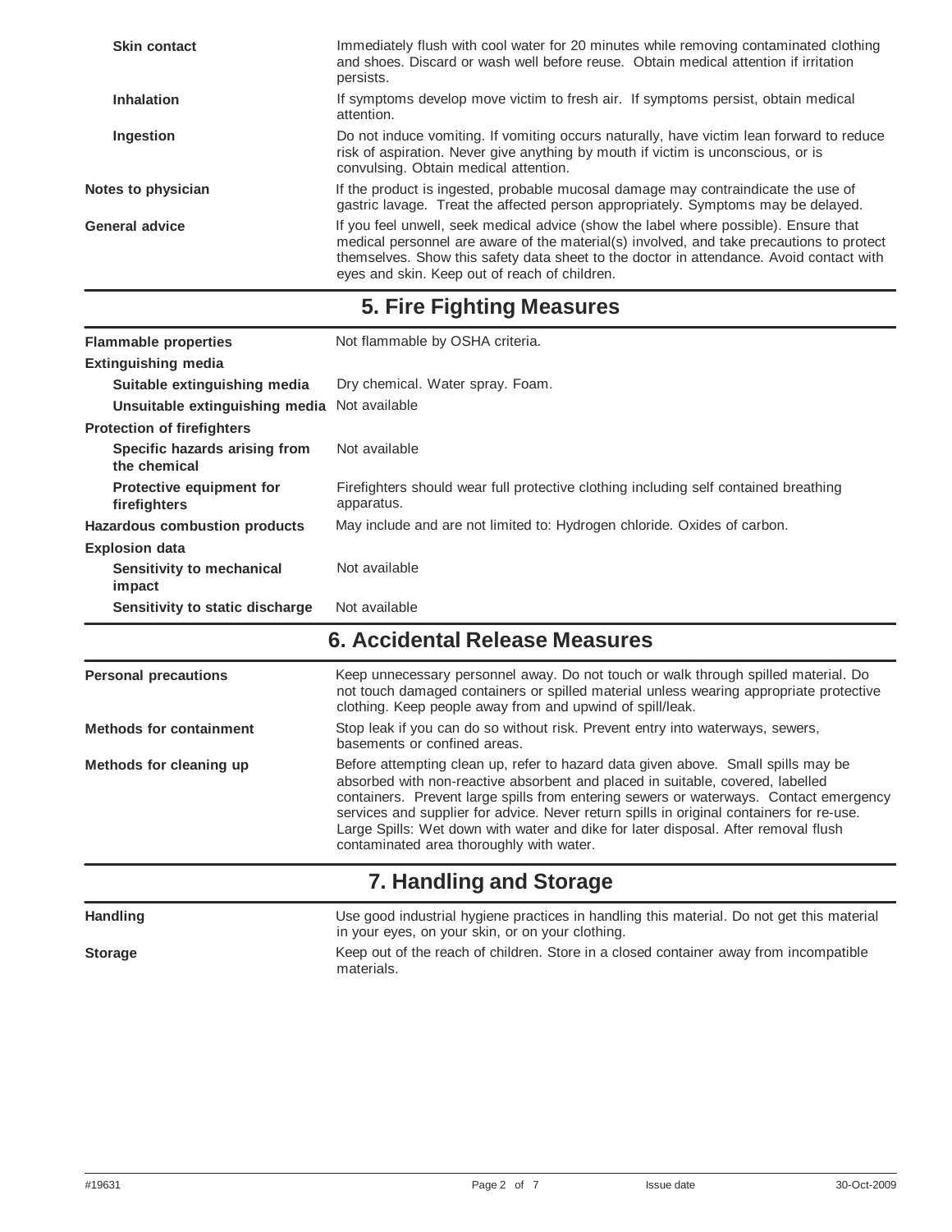**Skin contact**
Immediately flush with cool water for 20 minutes while removing contaminated clothing and shoes. Discard or wash well before reuse. Obtain medical attention if irritation persists.

**Inhalation**
If symptoms develop move victim to fresh air. If symptoms persist, obtain medical attention.

**Ingestion**
Do not induce vomiting. If vomiting occurs naturally, have victim lean forward to reduce risk of aspiration. Never give anything by mouth if victim is unconscious, or is convulsing. Obtain medical attention.

**Notes to physician**
If the product is ingested, probable mucosal damage may contraindicate the use of gastric lavage. Treat the affected person appropriately. Symptoms may be delayed.

**General advice**
If you feel unwell, seek medical advice (show the label where possible). Ensure that medical personnel are aware of the material(s) involved, and take precautions to protect themselves. Show this safety data sheet to the doctor in attendance. Avoid contact with eyes and skin. Keep out of reach of children.

## 5. Fire Fighting Measures

**Flammable properties**
Not flammable by OSHA criteria.

**Extinguishing media**

**Suitable extinguishing media**
Dry chemical. Water spray. Foam.

**Unsuitable extinguishing media**
Not available

**Protection of firefighters**

**Specific hazards arising from the chemical**
Not available

**Protective equipment for firefighters**
Firefighters should wear full protective clothing including self contained breathing apparatus.

**Hazardous combustion products**
May include and are not limited to: Hydrogen chloride. Oxides of carbon.

**Explosion data**

**Sensitivity to mechanical impact**
Not available

**Sensitivity to static discharge**
Not available

## 6. Accidental Release Measures

**Personal precautions**
Keep unnecessary personnel away. Do not touch or walk through spilled material. Do not touch damaged containers or spilled material unless wearing appropriate protective clothing. Keep people away from and upwind of spill/leak.

**Methods for containment**
Stop leak if you can do so without risk. Prevent entry into waterways, sewers, basements or confined areas.

**Methods for cleaning up**
Before attempting clean up, refer to hazard data given above. Small spills may be absorbed with non-reactive absorbent and placed in suitable, covered, labelled containers. Prevent large spills from entering sewers or waterways. Contact emergency services and supplier for advice. Never return spills in original containers for re-use. Large Spills: Wet down with water and dike for later disposal. After removal flush contaminated area thoroughly with water.

## 7. Handling and Storage

**Handling**
Use good industrial hygiene practices in handling this material. Do not get this material in your eyes, on your skin, or on your clothing.

**Storage**
Keep out of the reach of children. Store in a closed container away from incompatible materials.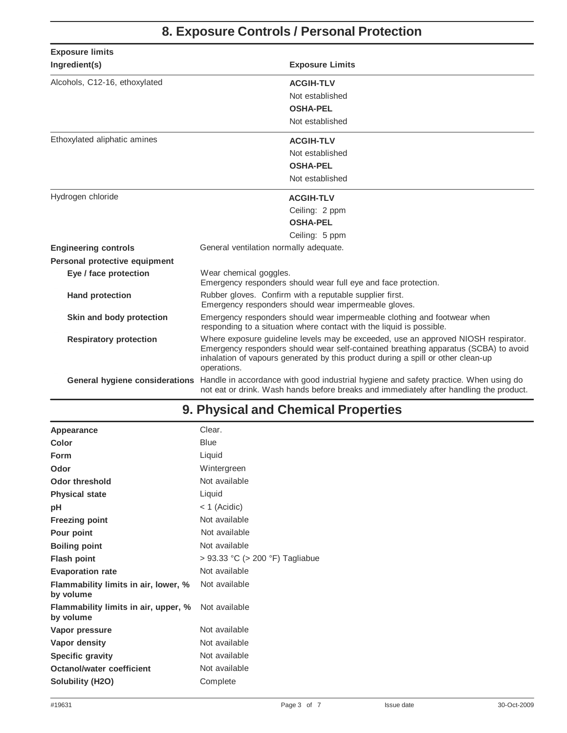## 8. Exposure Controls / Personal Protection

**Exposure limits**

| Ingredient(s) | Exposure Limits |
|---|---|
| Alcohols, C12-16, ethoxylated | **ACGIH-TLV**<br>Not established<br>**OSHA-PEL**<br>Not established |
| Ethoxylated aliphatic amines | **ACGIH-TLV**<br>Not established<br>**OSHA-PEL**<br>Not established |
| Hydrogen chloride | **ACGIH-TLV**<br>Ceiling: 2 ppm<br>**OSHA-PEL**<br>Ceiling: 5 ppm |

**Engineering controls** General ventilation normally adequate.

**Personal protective equipment**

**Eye / face protection** Wear chemical goggles.
Emergency responders should wear full eye and face protection.

**Hand protection** Rubber gloves. Confirm with a reputable supplier first.
Emergency responders should wear impermeable gloves.

**Skin and body protection** Emergency responders should wear impermeable clothing and footwear when responding to a situation where contact with the liquid is possible.

**Respiratory protection** Where exposure guideline levels may be exceeded, use an approved NIOSH respirator. Emergency responders should wear self-contained breathing apparatus (SCBA) to avoid inhalation of vapours generated by this product during a spill or other clean-up operations.

**General hygiene considerations** Handle in accordance with good industrial hygiene and safety practice. When using do not eat or drink. Wash hands before breaks and immediately after handling the product.

## 9. Physical and Chemical Properties

| | |
|---|---|
| **Appearance** | Clear. |
| **Color** | Blue |
| **Form** | Liquid |
| **Odor** | Wintergreen |
| **Odor threshold** | Not available |
| **Physical state** | Liquid |
| **pH** | < 1 (Acidic) |
| **Freezing point** | Not available |
| **Pour point** | Not available |
| **Boiling point** | Not available |
| **Flash point** | > 93.33 °C (> 200 °F) Tagliabue |
| **Evaporation rate** | Not available |
| **Flammability limits in air, lower, % by volume** | Not available |
| **Flammability limits in air, upper, % by volume** | Not available |
| **Vapor pressure** | Not available |
| **Vapor density** | Not available |
| **Specific gravity** | Not available |
| **Octanol/water coefficient** | Not available |
| **Solubility (H2O)** | Complete |

#19631 Issue date 30-Oct-2009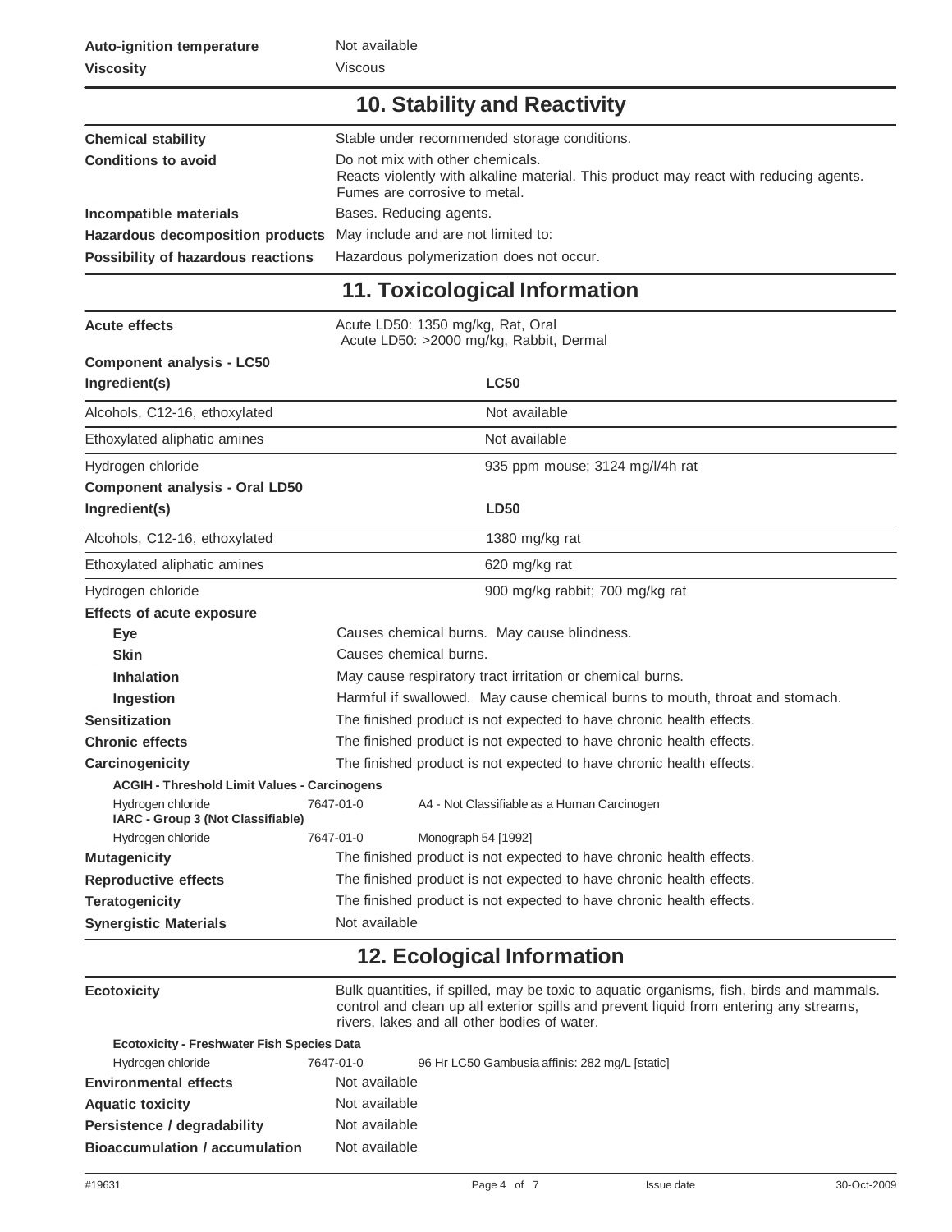**Auto-ignition temperature** Not available

**Viscosity** Viscous

## 10. Stability and Reactivity

| | |
|---|---|
| **Chemical stability** | Stable under recommended storage conditions. |
| **Conditions to avoid** | Do not mix with other chemicals.<br>Reacts violently with alkaline material. This product may react with reducing agents.<br>Fumes are corrosive to metal. |
| **Incompatible materials** | Bases. Reducing agents. |
| **Hazardous decomposition products** | May include and are not limited to: |
| **Possibility of hazardous reactions** | Hazardous polymerization does not occur. |

## 11. Toxicological Information

**Acute effects** Acute LD50: 1350 mg/kg, Rat, Oral
Acute LD50: >2000 mg/kg, Rabbit, Dermal

**Component analysis - LC50**

| Ingredient(s) | LC50 |
|---|---|
| Alcohols, C12-16, ethoxylated | Not available |
| Ethoxylated aliphatic amines | Not available |
| Hydrogen chloride | 935 ppm mouse; 3124 mg/l/4h rat |

**Component analysis - Oral LD50**

| Ingredient(s) | LD50 |
|---|---|
| Alcohols, C12-16, ethoxylated | 1380 mg/kg rat |
| Ethoxylated aliphatic amines | 620 mg/kg rat |
| Hydrogen chloride | 900 mg/kg rabbit; 700 mg/kg rat |

**Effects of acute exposure**

| | |
|---|---|
| **Eye** | Causes chemical burns. May cause blindness. |
| **Skin** | Causes chemical burns. |
| **Inhalation** | May cause respiratory tract irritation or chemical burns. |
| **Ingestion** | Harmful if swallowed. May cause chemical burns to mouth, throat and stomach. |
| **Sensitization** | The finished product is not expected to have chronic health effects. |
| **Chronic effects** | The finished product is not expected to have chronic health effects. |
| **Carcinogenicity** | The finished product is not expected to have chronic health effects. |

**ACGIH - Threshold Limit Values - Carcinogens**

| | | |
|---|---|---|
| Hydrogen chloride | 7647-01-0 | A4 - Not Classifiable as a Human Carcinogen |

**IARC - Group 3 (Not Classifiable)**

| | | |
|---|---|---|
| Hydrogen chloride | 7647-01-0 | Monograph 54 [1992] |

| | |
|---|---|
| **Mutagenicity** | The finished product is not expected to have chronic health effects. |
| **Reproductive effects** | The finished product is not expected to have chronic health effects. |
| **Teratogenicity** | The finished product is not expected to have chronic health effects. |
| **Synergistic Materials** | Not available |

## 12. Ecological Information

**Ecotoxicity** Bulk quantities, if spilled, may be toxic to aquatic organisms, fish, birds and mammals. control and clean up all exterior spills and prevent liquid from entering any streams, rivers, lakes and all other bodies of water.

**Ecotoxicity - Freshwater Fish Species Data**

| | | |
|---|---|---|
| Hydrogen chloride | 7647-01-0 | 96 Hr LC50 Gambusia affinis: 282 mg/L [static] |

| | |
|---|---|
| **Environmental effects** | Not available |
| **Aquatic toxicity** | Not available |
| **Persistence / degradability** | Not available |
| **Bioaccumulation / accumulation** | Not available |

#19631 Issue date 30-Oct-2009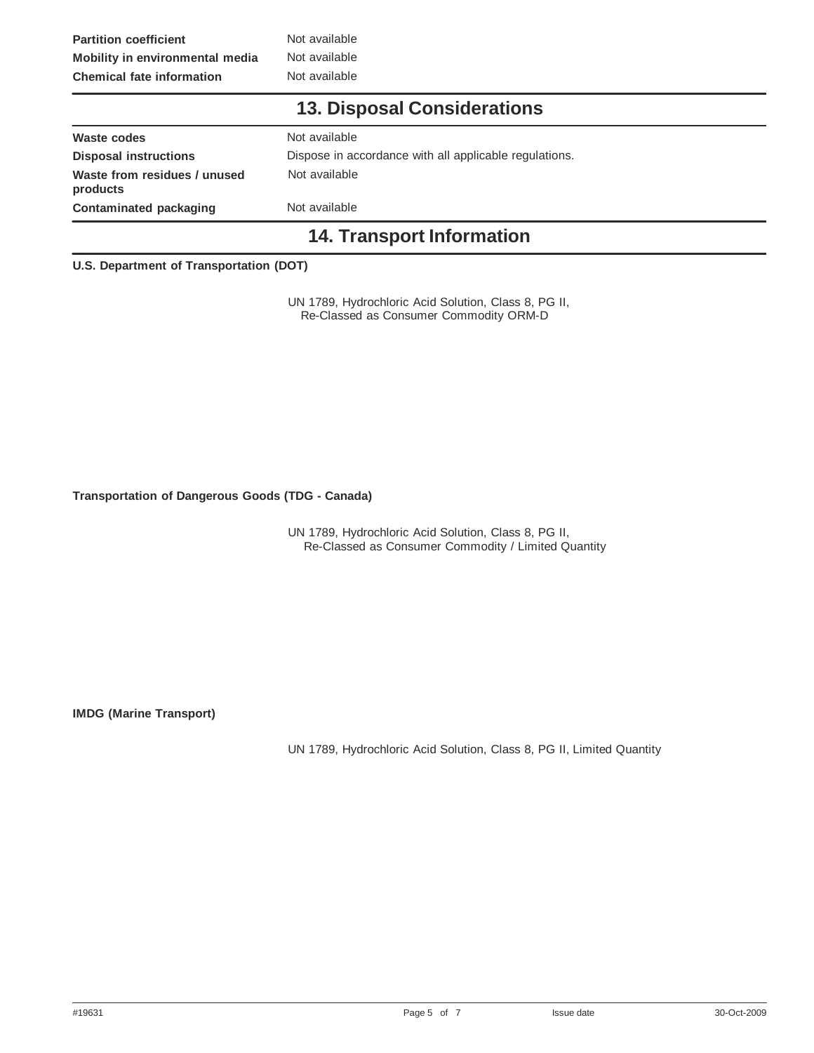| | |
|---|---|
| **Partition coefficient** | Not available |
| **Mobility in environmental media** | Not available |
| **Chemical fate information** | Not available |

## 13. Disposal Considerations

| | |
|---|---|
| **Waste codes** | Not available |
| **Disposal instructions** | Dispose in accordance with all applicable regulations. |
| **Waste from residues / unused products** | Not available |
| **Contaminated packaging** | Not available |

## 14. Transport Information

**U.S. Department of Transportation (DOT)**

UN 1789, Hydrochloric Acid Solution, Class 8, PG II,
Re-Classed as Consumer Commodity ORM-D

**Transportation of Dangerous Goods (TDG - Canada)**

UN 1789, Hydrochloric Acid Solution, Class 8, PG II,
Re-Classed as Consumer Commodity / Limited Quantity

**IMDG (Marine Transport)**

UN 1789, Hydrochloric Acid Solution, Class 8, PG II, Limited Quantity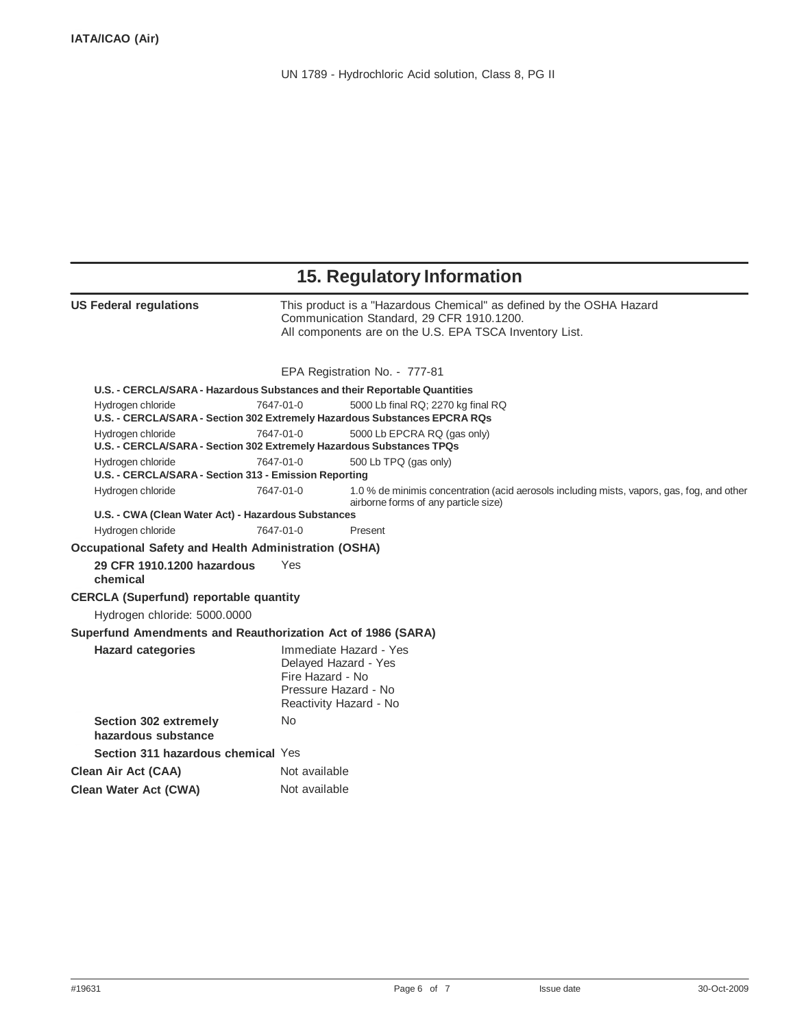**IATA/ICAO (Air)**

UN 1789 - Hydrochloric Acid solution, Class 8, PG II

## 15. Regulatory Information

**US Federal regulations**

This product is a "Hazardous Chemical" as defined by the OSHA Hazard Communication Standard, 29 CFR 1910.1200.
All components are on the U.S. EPA TSCA Inventory List.

EPA Registration No. - 777-81

**U.S. - CERCLA/SARA - Hazardous Substances and their Reportable Quantities**

| Hydrogen chloride | 7647-01-0 | 5000 Lb final RQ; 2270 kg final RQ |
|---|---|---|

**U.S. - CERCLA/SARA - Section 302 Extremely Hazardous Substances EPCRA RQs**

| Hydrogen chloride | 7647-01-0 | 5000 Lb EPCRA RQ (gas only) |
|---|---|---|

**U.S. - CERCLA/SARA - Section 302 Extremely Hazardous Substances TPQs**

| Hydrogen chloride | 7647-01-0 | 500 Lb TPQ (gas only) |
|---|---|---|

**U.S. - CERCLA/SARA - Section 313 - Emission Reporting**

| Hydrogen chloride | 7647-01-0 | 1.0 % de minimis concentration (acid aerosols including mists, vapors, gas, fog, and other airborne forms of any particle size) |
|---|---|---|

**U.S. - CWA (Clean Water Act) - Hazardous Substances**

| Hydrogen chloride | 7647-01-0 | Present |
|---|---|---|

**Occupational Safety and Health Administration (OSHA)**

**29 CFR 1910.1200 hazardous chemical** Yes

**CERCLA (Superfund) reportable quantity**

Hydrogen chloride: 5000.0000

**Superfund Amendments and Reauthorization Act of 1986 (SARA)**

**Hazard categories**

Immediate Hazard - Yes
Delayed Hazard - Yes
Fire Hazard - No
Pressure Hazard - No
Reactivity Hazard - No

**Section 302 extremely hazardous substance** No

**Section 311 hazardous chemical** Yes

**Clean Air Act (CAA)** Not available

**Clean Water Act (CWA)** Not available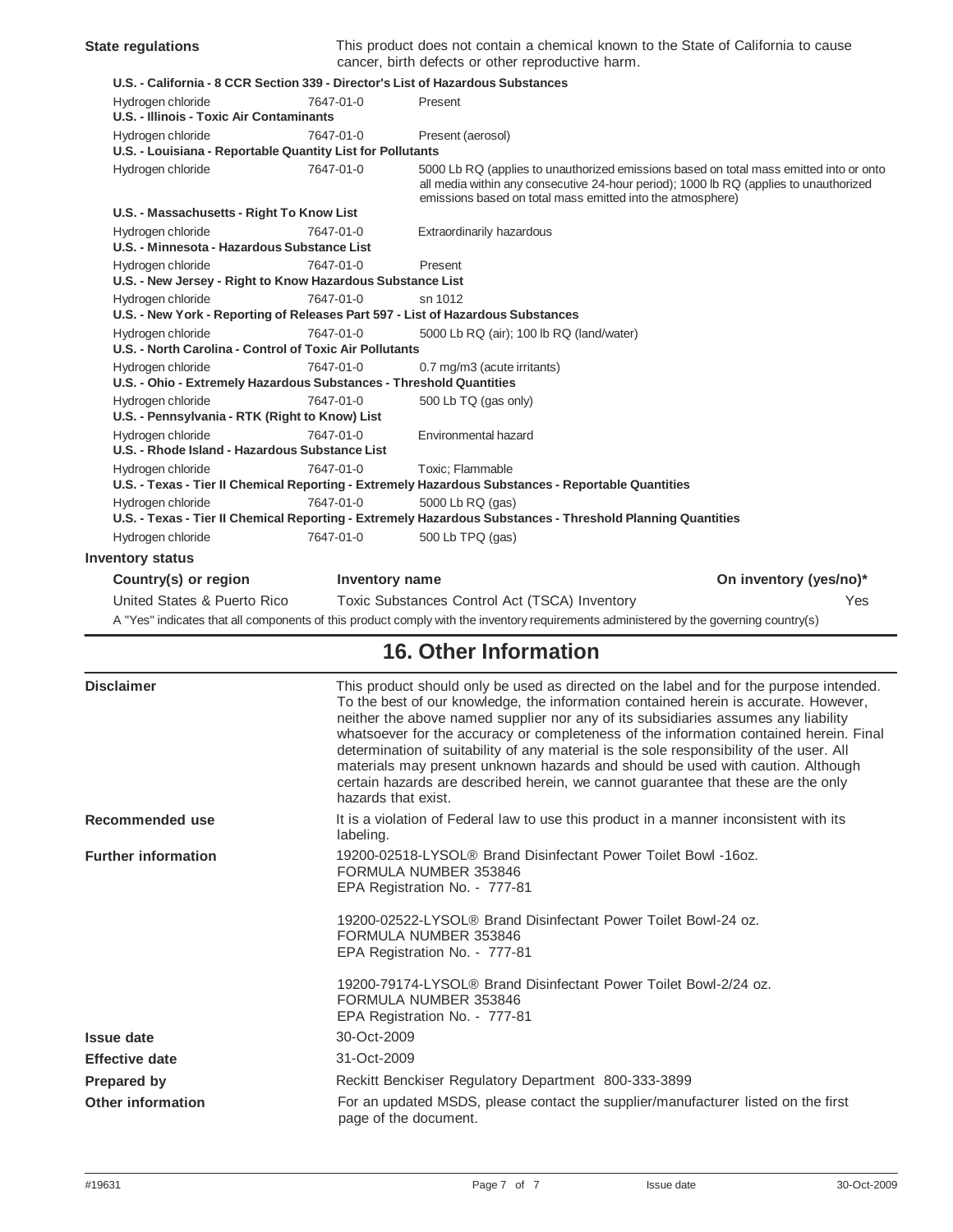**State regulations** This product does not contain a chemical known to the State of California to cause cancer, birth defects or other reproductive harm.

**U.S. - California - 8 CCR Section 339 - Director's List of Hazardous Substances**

| | | |
|---|---|---|
| Hydrogen chloride | 7647-01-0 | Present |

**U.S. - Illinois - Toxic Air Contaminants**

| | | |
|---|---|---|
| Hydrogen chloride | 7647-01-0 | Present (aerosol) |

**U.S. - Louisiana - Reportable Quantity List for Pollutants**

| | | |
|---|---|---|
| Hydrogen chloride | 7647-01-0 | 5000 Lb RQ (applies to unauthorized emissions based on total mass emitted into or onto all media within any consecutive 24-hour period); 1000 lb RQ (applies to unauthorized emissions based on total mass emitted into the atmosphere) |

**U.S. - Massachusetts - Right To Know List**

| | | |
|---|---|---|
| Hydrogen chloride | 7647-01-0 | Extraordinarily hazardous |

**U.S. - Minnesota - Hazardous Substance List**

| | | |
|---|---|---|
| Hydrogen chloride | 7647-01-0 | Present |

**U.S. - New Jersey - Right to Know Hazardous Substance List**

| | | |
|---|---|---|
| Hydrogen chloride | 7647-01-0 | sn 1012 |

**U.S. - New York - Reporting of Releases Part 597 - List of Hazardous Substances**

| | | |
|---|---|---|
| Hydrogen chloride | 7647-01-0 | 5000 Lb RQ (air); 100 lb RQ (land/water) |

**U.S. - North Carolina - Control of Toxic Air Pollutants**

| | | |
|---|---|---|
| Hydrogen chloride | 7647-01-0 | 0.7 mg/m3 (acute irritants) |

**U.S. - Ohio - Extremely Hazardous Substances - Threshold Quantities**

| | | |
|---|---|---|
| Hydrogen chloride | 7647-01-0 | 500 Lb TQ (gas only) |

**U.S. - Pennsylvania - RTK (Right to Know) List**

| | | |
|---|---|---|
| Hydrogen chloride | 7647-01-0 | Environmental hazard |

**U.S. - Rhode Island - Hazardous Substance List**

| | | |
|---|---|---|
| Hydrogen chloride | 7647-01-0 | Toxic; Flammable |

**U.S. - Texas - Tier II Chemical Reporting - Extremely Hazardous Substances - Reportable Quantities**

| | | |
|---|---|---|
| Hydrogen chloride | 7647-01-0 | 5000 Lb RQ (gas) |

**U.S. - Texas - Tier II Chemical Reporting - Extremely Hazardous Substances - Threshold Planning Quantities**

| | | |
|---|---|---|
| Hydrogen chloride | 7647-01-0 | 500 Lb TPQ (gas) |

**Inventory status**

| Country(s) or region | Inventory name | On inventory (yes/no)* |
|---|---|---|
| United States & Puerto Rico | Toxic Substances Control Act (TSCA) Inventory | Yes |

A "Yes" indicates that all components of this product comply with the inventory requirements administered by the governing country(s)

## 16. Other Information

**Disclaimer**

This product should only be used as directed on the label and for the purpose intended. To the best of our knowledge, the information contained herein is accurate. However, neither the above named supplier nor any of its subsidiaries assumes any liability whatsoever for the accuracy or completeness of the information contained herein. Final determination of suitability of any material is the sole responsibility of the user. All materials may present unknown hazards and should be used with caution. Although certain hazards are described herein, we cannot guarantee that these are the only hazards that exist.

**Recommended use**

It is a violation of Federal law to use this product in a manner inconsistent with its labeling.

**Further information**

19200-02518-LYSOL® Brand Disinfectant Power Toilet Bowl -16oz.
FORMULA NUMBER 353846
EPA Registration No. - 777-81

19200-02522-LYSOL® Brand Disinfectant Power Toilet Bowl-24 oz.
FORMULA NUMBER 353846
EPA Registration No. - 777-81

19200-79174-LYSOL® Brand Disinfectant Power Toilet Bowl-2/24 oz.
FORMULA NUMBER 353846
EPA Registration No. - 777-81

**Issue date** 30-Oct-2009

**Effective date** 31-Oct-2009

**Prepared by** Reckitt Benckiser Regulatory Department 800-333-3899

**Other information** For an updated MSDS, please contact the supplier/manufacturer listed on the first page of the document.